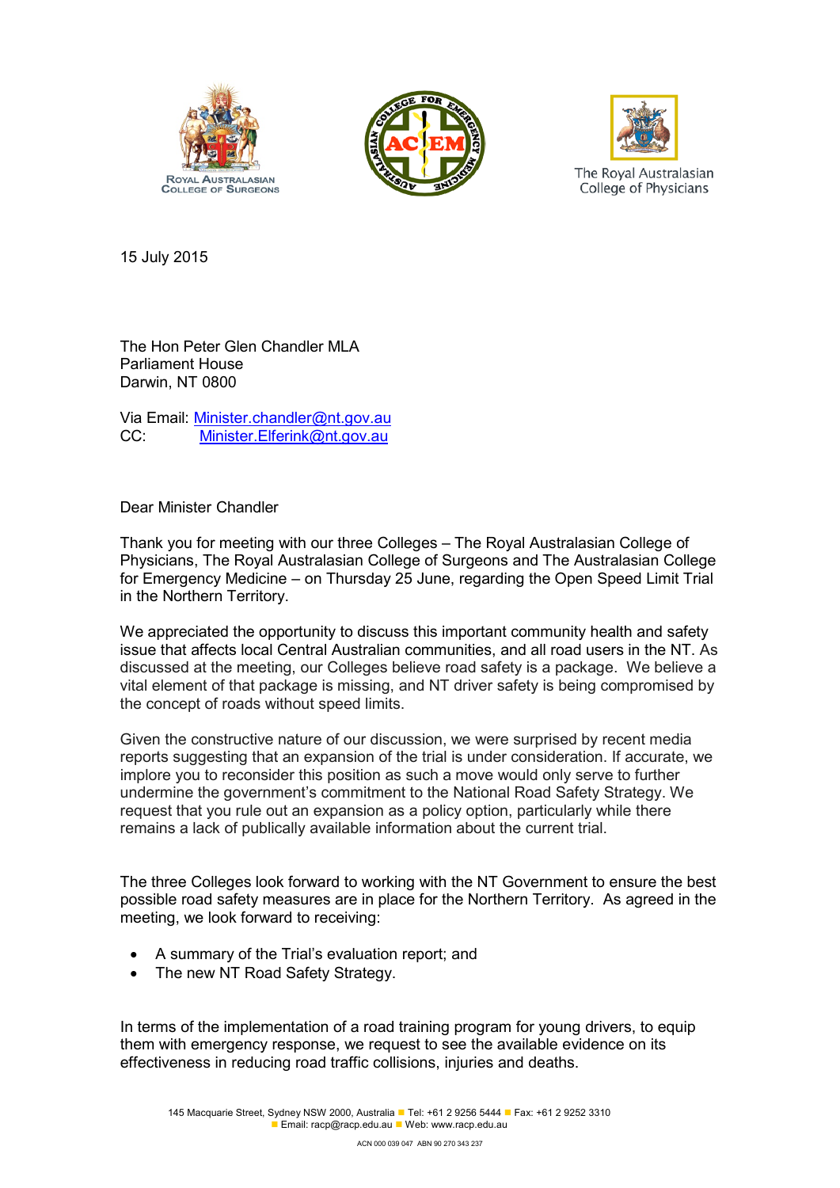Royal Australasian College of Surgeons

Australasian College for Emergency Medicine

The Royal Australasian College of Physicians

15 July 2015

The Hon Peter Glen Chandler MLA
Parliament House
Darwin, NT 0800

Via Email: Minister.chandler@nt.gov.au
CC: Minister.Elferink@nt.gov.au

Dear Minister Chandler

Thank you for meeting with our three Colleges – The Royal Australasian College of Physicians, The Royal Australasian College of Surgeons and The Australasian College for Emergency Medicine – on Thursday 25 June, regarding the Open Speed Limit Trial in the Northern Territory.

We appreciated the opportunity to discuss this important community health and safety issue that affects local Central Australian communities, and all road users in the NT. As discussed at the meeting, our Colleges believe road safety is a package. We believe a vital element of that package is missing, and NT driver safety is being compromised by the concept of roads without speed limits.

Given the constructive nature of our discussion, we were surprised by recent media reports suggesting that an expansion of the trial is under consideration. If accurate, we implore you to reconsider this position as such a move would only serve to further undermine the government's commitment to the National Road Safety Strategy. We request that you rule out an expansion as a policy option, particularly while there remains a lack of publically available information about the current trial.

The three Colleges look forward to working with the NT Government to ensure the best possible road safety measures are in place for the Northern Territory. As agreed in the meeting, we look forward to receiving:

- A summary of the Trial's evaluation report; and
- The new NT Road Safety Strategy.

In terms of the implementation of a road training program for young drivers, to equip them with emergency response, we request to see the available evidence on its effectiveness in reducing road traffic collisions, injuries and deaths.

145 Macquarie Street, Sydney NSW 2000, Australia ■ Tel: +61 2 9256 5444 ■ Fax: +61 2 9252 3310
■ Email: racp@racp.edu.au ■ Web: www.racp.edu.au

ACN 000 039 047 ABN 90 270 343 237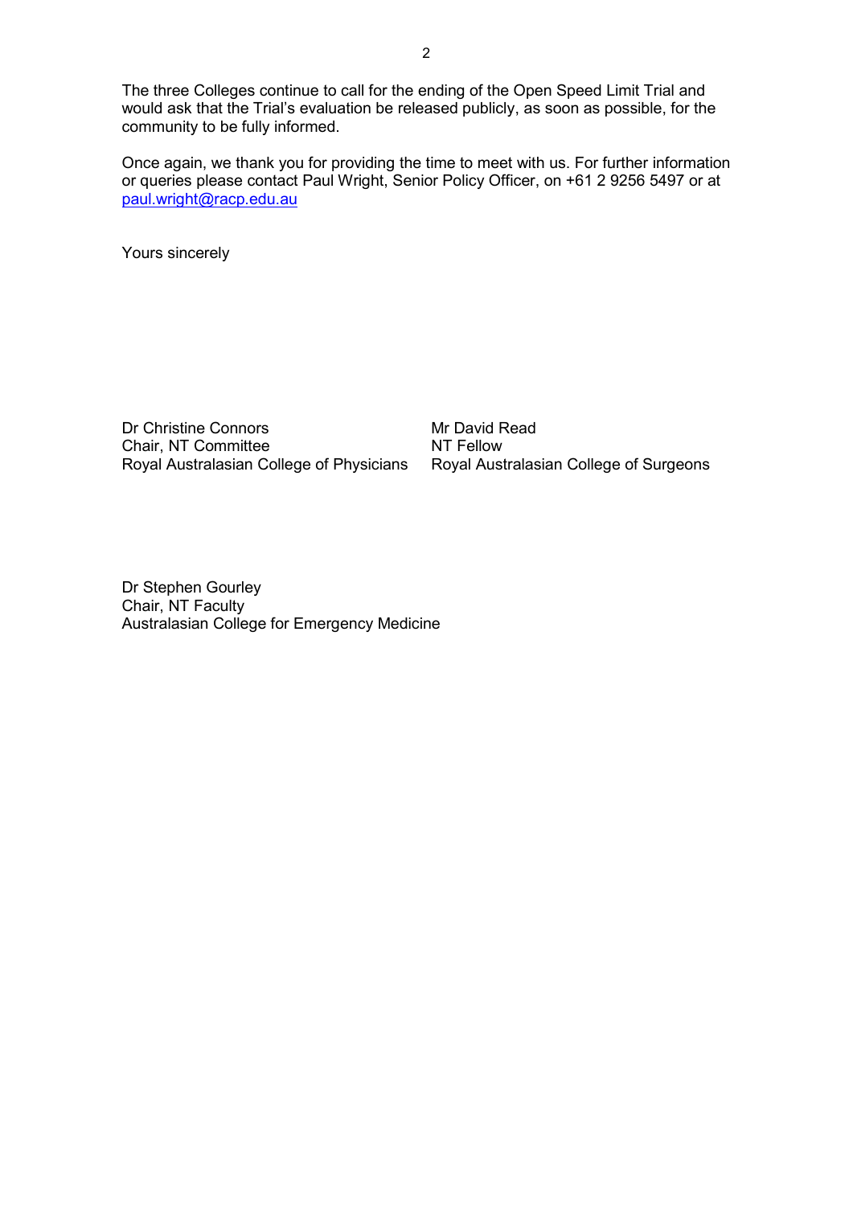The three Colleges continue to call for the ending of the Open Speed Limit Trial and would ask that the Trial's evaluation be released publicly, as soon as possible, for the community to be fully informed.

Once again, we thank you for providing the time to meet with us. For further information or queries please contact Paul Wright, Senior Policy Officer, on +61 2 9256 5497 or at paul.wright@racp.edu.au

Yours sincerely

Dr Christine Connors
Chair, NT Committee
Royal Australasian College of Physicians

Mr David Read
NT Fellow
Royal Australasian College of Surgeons

Dr Stephen Gourley
Chair, NT Faculty
Australasian College for Emergency Medicine